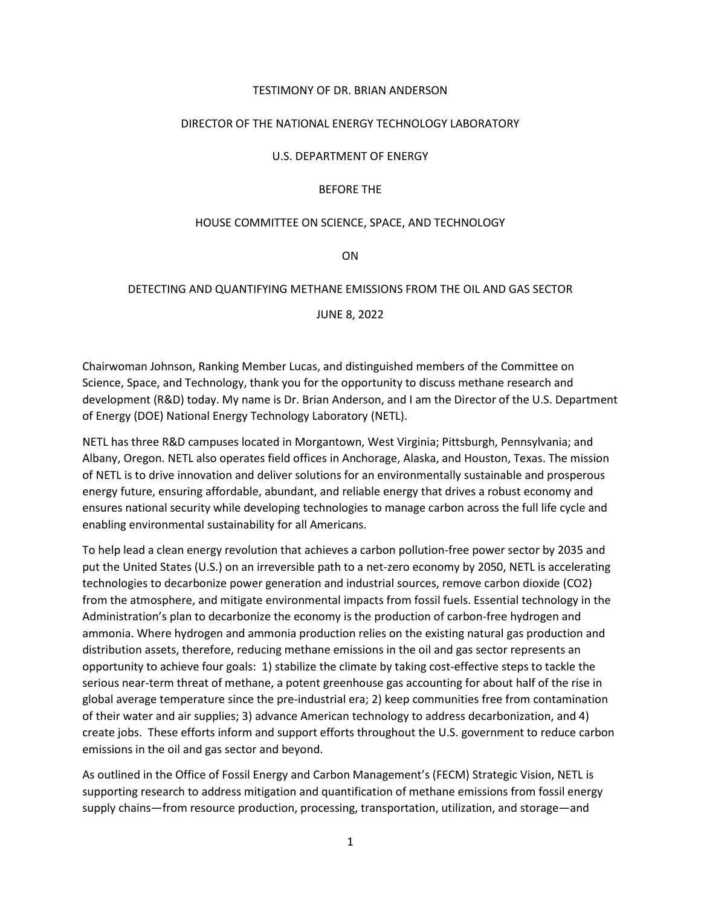TESTIMONY OF DR. BRIAN ANDERSON

DIRECTOR OF THE NATIONAL ENERGY TECHNOLOGY LABORATORY

U.S. DEPARTMENT OF ENERGY

BEFORE THE

HOUSE COMMITTEE ON SCIENCE, SPACE, AND TECHNOLOGY

ON

DETECTING AND QUANTIFYING METHANE EMISSIONS FROM THE OIL AND GAS SECTOR

JUNE 8, 2022

Chairwoman Johnson, Ranking Member Lucas, and distinguished members of the Committee on Science, Space, and Technology, thank you for the opportunity to discuss methane research and development (R&D) today. My name is Dr. Brian Anderson, and I am the Director of the U.S. Department of Energy (DOE) National Energy Technology Laboratory (NETL).

NETL has three R&D campuses located in Morgantown, West Virginia; Pittsburgh, Pennsylvania; and Albany, Oregon. NETL also operates field offices in Anchorage, Alaska, and Houston, Texas. The mission of NETL is to drive innovation and deliver solutions for an environmentally sustainable and prosperous energy future, ensuring affordable, abundant, and reliable energy that drives a robust economy and ensures national security while developing technologies to manage carbon across the full life cycle and enabling environmental sustainability for all Americans.

To help lead a clean energy revolution that achieves a carbon pollution-free power sector by 2035 and put the United States (U.S.) on an irreversible path to a net-zero economy by 2050, NETL is accelerating technologies to decarbonize power generation and industrial sources, remove carbon dioxide ($CO_2$) from the atmosphere, and mitigate environmental impacts from fossil fuels. Essential technology in the Administration's plan to decarbonize the economy is the production of carbon-free hydrogen and ammonia. Where hydrogen and ammonia production relies on the existing natural gas production and distribution assets, therefore, reducing methane emissions in the oil and gas sector represents an opportunity to achieve four goals: 1) stabilize the climate by taking cost-effective steps to tackle the serious near-term threat of methane, a potent greenhouse gas accounting for about half of the rise in global average temperature since the pre-industrial era; 2) keep communities free from contamination of their water and air supplies; 3) advance American technology to address decarbonization, and 4) create jobs. These efforts inform and support efforts throughout the U.S. government to reduce carbon emissions in the oil and gas sector and beyond.

As outlined in the Office of Fossil Energy and Carbon Management's (FECM) Strategic Vision, NETL is supporting research to address mitigation and quantification of methane emissions from fossil energy supply chains—from resource production, processing, transportation, utilization, and storage—and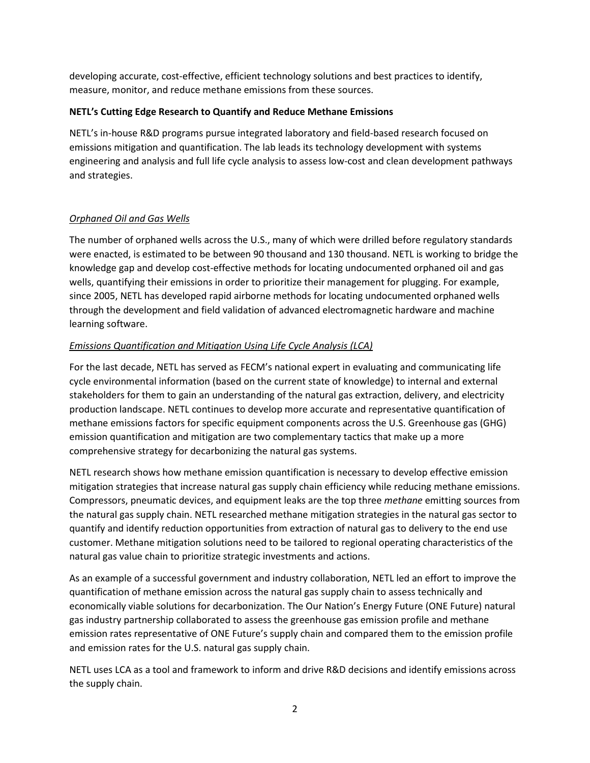developing accurate, cost-effective, efficient technology solutions and best practices to identify, measure, monitor, and reduce methane emissions from these sources.

**NETL's Cutting Edge Research to Quantify and Reduce Methane Emissions**

NETL's in-house R&D programs pursue integrated laboratory and field-based research focused on emissions mitigation and quantification. The lab leads its technology development with systems engineering and analysis and full life cycle analysis to assess low-cost and clean development pathways and strategies.

*Orphaned Oil and Gas Wells*

The number of orphaned wells across the U.S., many of which were drilled before regulatory standards were enacted, is estimated to be between 90 thousand and 130 thousand. NETL is working to bridge the knowledge gap and develop cost-effective methods for locating undocumented orphaned oil and gas wells, quantifying their emissions in order to prioritize their management for plugging. For example, since 2005, NETL has developed rapid airborne methods for locating undocumented orphaned wells through the development and field validation of advanced electromagnetic hardware and machine learning software.

*Emissions Quantification and Mitigation Using Life Cycle Analysis (LCA)*

For the last decade, NETL has served as FECM's national expert in evaluating and communicating life cycle environmental information (based on the current state of knowledge) to internal and external stakeholders for them to gain an understanding of the natural gas extraction, delivery, and electricity production landscape. NETL continues to develop more accurate and representative quantification of methane emissions factors for specific equipment components across the U.S. Greenhouse gas (GHG) emission quantification and mitigation are two complementary tactics that make up a more comprehensive strategy for decarbonizing the natural gas systems.

NETL research shows how methane emission quantification is necessary to develop effective emission mitigation strategies that increase natural gas supply chain efficiency while reducing methane emissions. Compressors, pneumatic devices, and equipment leaks are the top three *methane* emitting sources from the natural gas supply chain. NETL researched methane mitigation strategies in the natural gas sector to quantify and identify reduction opportunities from extraction of natural gas to delivery to the end use customer. Methane mitigation solutions need to be tailored to regional operating characteristics of the natural gas value chain to prioritize strategic investments and actions.

As an example of a successful government and industry collaboration, NETL led an effort to improve the quantification of methane emission across the natural gas supply chain to assess technically and economically viable solutions for decarbonization. The Our Nation's Energy Future (ONE Future) natural gas industry partnership collaborated to assess the greenhouse gas emission profile and methane emission rates representative of ONE Future's supply chain and compared them to the emission profile and emission rates for the U.S. natural gas supply chain.

NETL uses LCA as a tool and framework to inform and drive R&D decisions and identify emissions across the supply chain.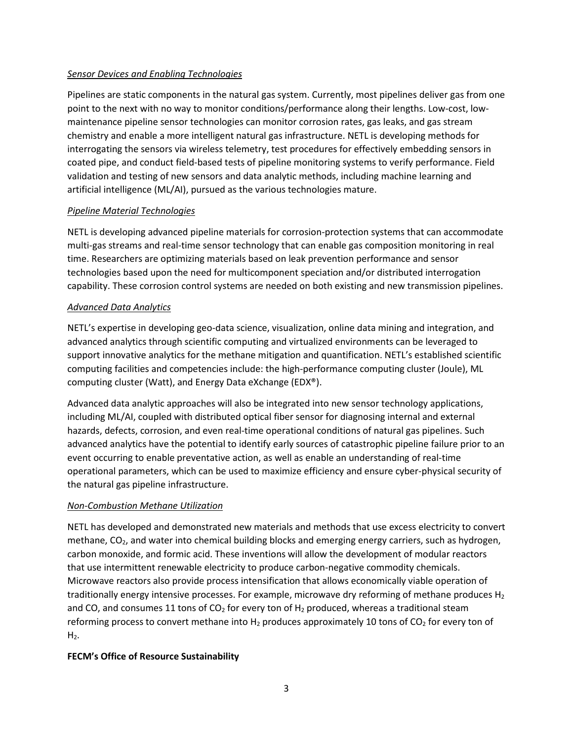*Sensor Devices and Enabling Technologies*

Pipelines are static components in the natural gas system. Currently, most pipelines deliver gas from one point to the next with no way to monitor conditions/performance along their lengths. Low-cost, low-maintenance pipeline sensor technologies can monitor corrosion rates, gas leaks, and gas stream chemistry and enable a more intelligent natural gas infrastructure. NETL is developing methods for interrogating the sensors via wireless telemetry, test procedures for effectively embedding sensors in coated pipe, and conduct field-based tests of pipeline monitoring systems to verify performance. Field validation and testing of new sensors and data analytic methods, including machine learning and artificial intelligence (ML/AI), pursued as the various technologies mature.

*Pipeline Material Technologies*

NETL is developing advanced pipeline materials for corrosion-protection systems that can accommodate multi-gas streams and real-time sensor technology that can enable gas composition monitoring in real time. Researchers are optimizing materials based on leak prevention performance and sensor technologies based upon the need for multicomponent speciation and/or distributed interrogation capability. These corrosion control systems are needed on both existing and new transmission pipelines.

*Advanced Data Analytics*

NETL's expertise in developing geo-data science, visualization, online data mining and integration, and advanced analytics through scientific computing and virtualized environments can be leveraged to support innovative analytics for the methane mitigation and quantification. NETL's established scientific computing facilities and competencies include: the high-performance computing cluster (Joule), ML computing cluster (Watt), and Energy Data eXchange (EDX®).

Advanced data analytic approaches will also be integrated into new sensor technology applications, including ML/AI, coupled with distributed optical fiber sensor for diagnosing internal and external hazards, defects, corrosion, and even real-time operational conditions of natural gas pipelines. Such advanced analytics have the potential to identify early sources of catastrophic pipeline failure prior to an event occurring to enable preventative action, as well as enable an understanding of real-time operational parameters, which can be used to maximize efficiency and ensure cyber-physical security of the natural gas pipeline infrastructure.

*Non-Combustion Methane Utilization*

NETL has developed and demonstrated new materials and methods that use excess electricity to convert methane, $CO_2$, and water into chemical building blocks and emerging energy carriers, such as hydrogen, carbon monoxide, and formic acid. These inventions will allow the development of modular reactors that use intermittent renewable electricity to produce carbon-negative commodity chemicals. Microwave reactors also provide process intensification that allows economically viable operation of traditionally energy intensive processes. For example, microwave dry reforming of methane produces $H_2$ and CO, and consumes 11 tons of $CO_2$ for every ton of $H_2$ produced, whereas a traditional steam reforming process to convert methane into $H_2$ produces approximately 10 tons of $CO_2$ for every ton of $H_2$.

**FECM's Office of Resource Sustainability**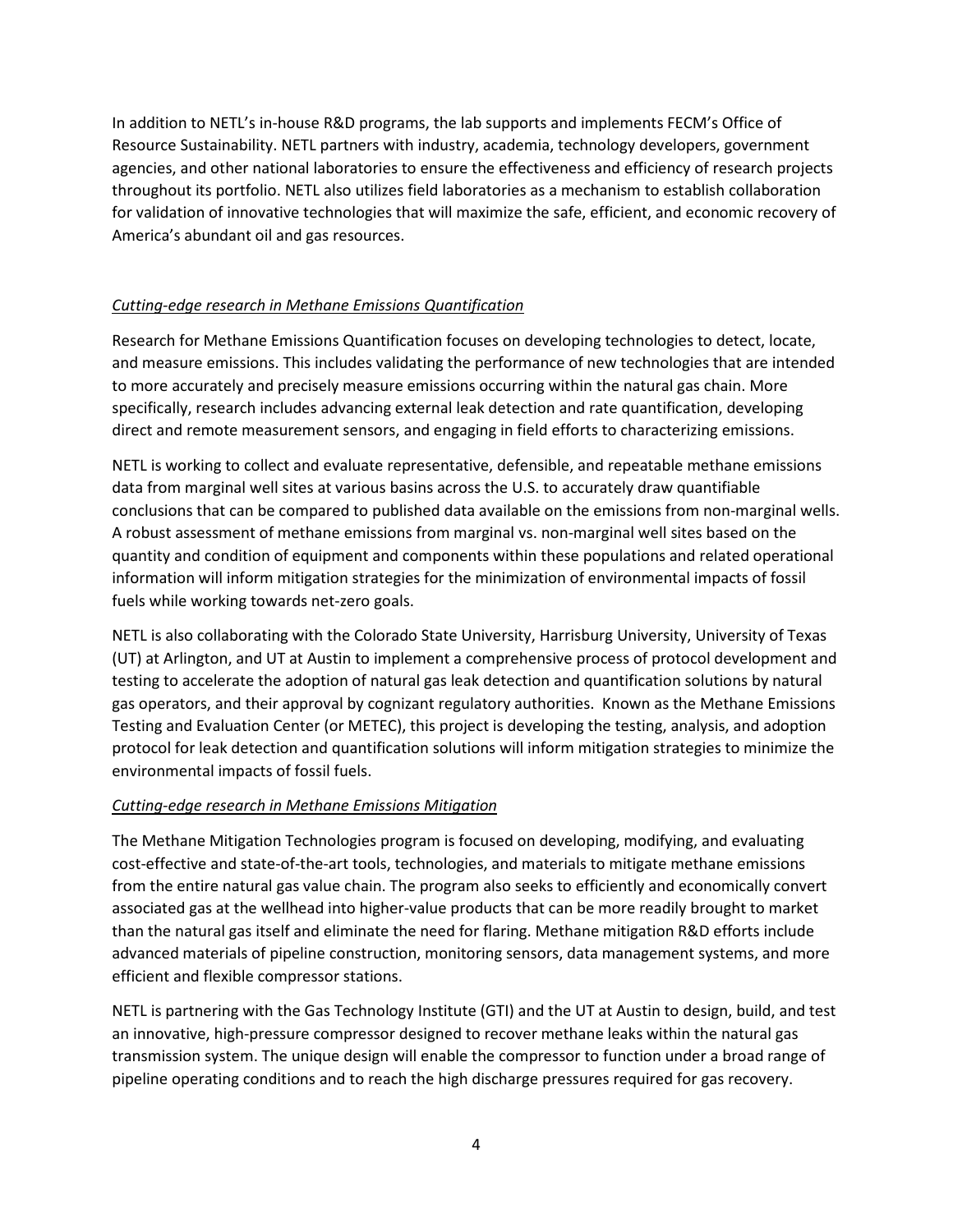In addition to NETL's in-house R&D programs, the lab supports and implements FECM's Office of Resource Sustainability. NETL partners with industry, academia, technology developers, government agencies, and other national laboratories to ensure the effectiveness and efficiency of research projects throughout its portfolio. NETL also utilizes field laboratories as a mechanism to establish collaboration for validation of innovative technologies that will maximize the safe, efficient, and economic recovery of America's abundant oil and gas resources.

*Cutting-edge research in Methane Emissions Quantification*

Research for Methane Emissions Quantification focuses on developing technologies to detect, locate, and measure emissions. This includes validating the performance of new technologies that are intended to more accurately and precisely measure emissions occurring within the natural gas chain. More specifically, research includes advancing external leak detection and rate quantification, developing direct and remote measurement sensors, and engaging in field efforts to characterizing emissions.

NETL is working to collect and evaluate representative, defensible, and repeatable methane emissions data from marginal well sites at various basins across the U.S. to accurately draw quantifiable conclusions that can be compared to published data available on the emissions from non-marginal wells. A robust assessment of methane emissions from marginal vs. non-marginal well sites based on the quantity and condition of equipment and components within these populations and related operational information will inform mitigation strategies for the minimization of environmental impacts of fossil fuels while working towards net-zero goals.

NETL is also collaborating with the Colorado State University, Harrisburg University, University of Texas (UT) at Arlington, and UT at Austin to implement a comprehensive process of protocol development and testing to accelerate the adoption of natural gas leak detection and quantification solutions by natural gas operators, and their approval by cognizant regulatory authorities. Known as the Methane Emissions Testing and Evaluation Center (or METEC), this project is developing the testing, analysis, and adoption protocol for leak detection and quantification solutions will inform mitigation strategies to minimize the environmental impacts of fossil fuels.

*Cutting-edge research in Methane Emissions Mitigation*

The Methane Mitigation Technologies program is focused on developing, modifying, and evaluating cost-effective and state-of-the-art tools, technologies, and materials to mitigate methane emissions from the entire natural gas value chain. The program also seeks to efficiently and economically convert associated gas at the wellhead into higher-value products that can be more readily brought to market than the natural gas itself and eliminate the need for flaring. Methane mitigation R&D efforts include advanced materials of pipeline construction, monitoring sensors, data management systems, and more efficient and flexible compressor stations.

NETL is partnering with the Gas Technology Institute (GTI) and the UT at Austin to design, build, and test an innovative, high-pressure compressor designed to recover methane leaks within the natural gas transmission system. The unique design will enable the compressor to function under a broad range of pipeline operating conditions and to reach the high discharge pressures required for gas recovery.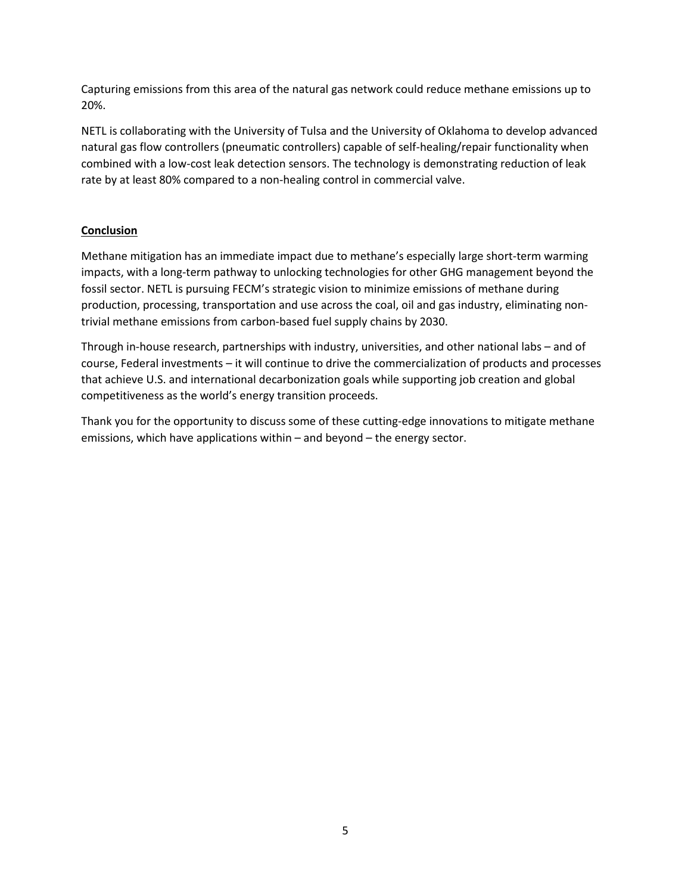Capturing emissions from this area of the natural gas network could reduce methane emissions up to 20%.

NETL is collaborating with the University of Tulsa and the University of Oklahoma to develop advanced natural gas flow controllers (pneumatic controllers) capable of self-healing/repair functionality when combined with a low-cost leak detection sensors. The technology is demonstrating reduction of leak rate by at least 80% compared to a non-healing control in commercial valve.

**Conclusion**

Methane mitigation has an immediate impact due to methane's especially large short-term warming impacts, with a long-term pathway to unlocking technologies for other GHG management beyond the fossil sector. NETL is pursuing FECM's strategic vision to minimize emissions of methane during production, processing, transportation and use across the coal, oil and gas industry, eliminating non-trivial methane emissions from carbon-based fuel supply chains by 2030.

Through in-house research, partnerships with industry, universities, and other national labs – and of course, Federal investments – it will continue to drive the commercialization of products and processes that achieve U.S. and international decarbonization goals while supporting job creation and global competitiveness as the world's energy transition proceeds.

Thank you for the opportunity to discuss some of these cutting-edge innovations to mitigate methane emissions, which have applications within – and beyond – the energy sector.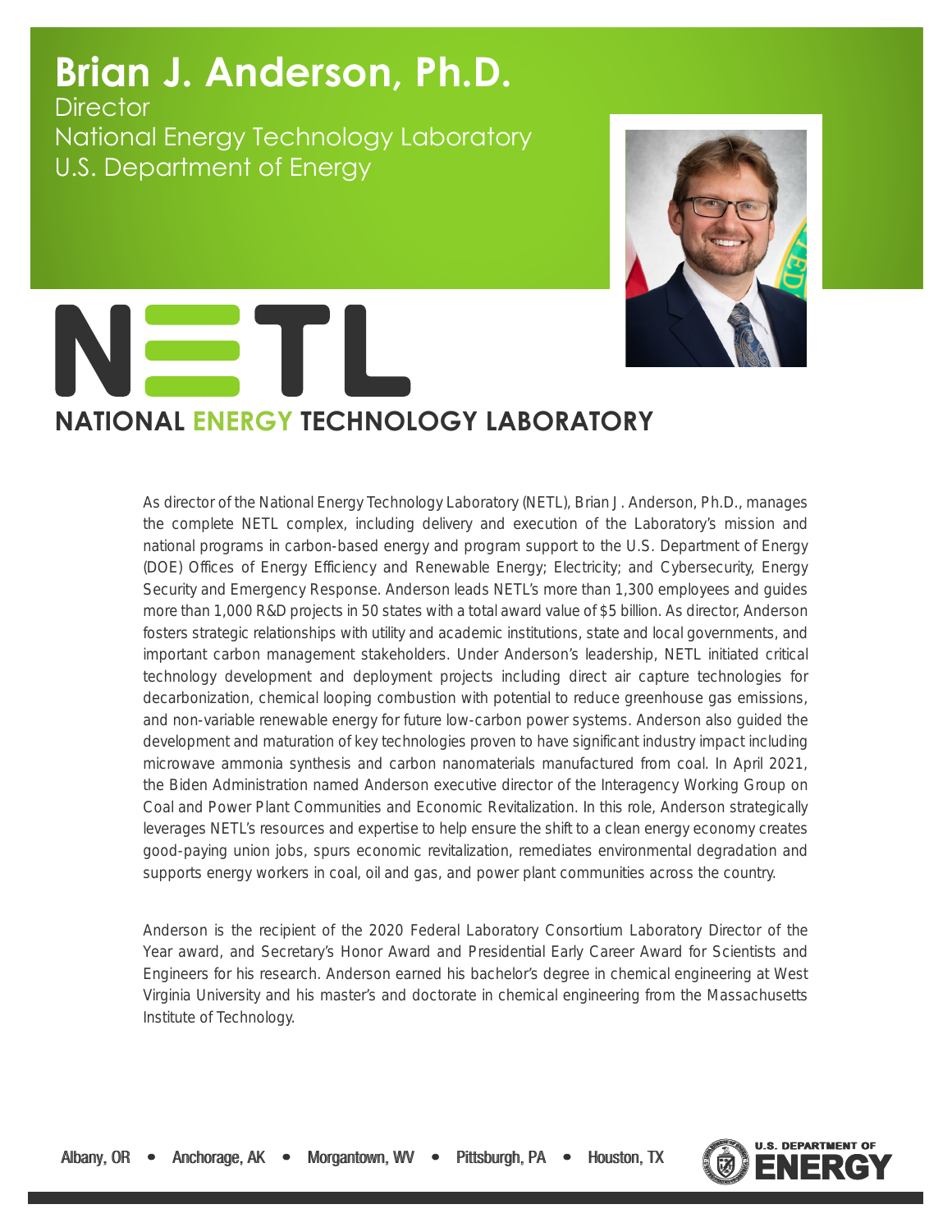# Brian J. Anderson, Ph.D.

Director
National Energy Technology Laboratory
U.S. Department of Energy

NETL
**NATIONAL ENERGY TECHNOLOGY LABORATORY**

As director of the National Energy Technology Laboratory (NETL), Brian J. Anderson, Ph.D., manages the complete NETL complex, including delivery and execution of the Laboratory's mission and national programs in carbon-based energy and program support to the U.S. Department of Energy (DOE) Offices of Energy Efficiency and Renewable Energy; Electricity; and Cybersecurity, Energy Security and Emergency Response. Anderson leads NETL's more than 1,300 employees and guides more than 1,000 R&D projects in 50 states with a total award value of $5 billion. As director, Anderson fosters strategic relationships with utility and academic institutions, state and local governments, and important carbon management stakeholders. Under Anderson's leadership, NETL initiated critical technology development and deployment projects including direct air capture technologies for decarbonization, chemical looping combustion with potential to reduce greenhouse gas emissions, and non-variable renewable energy for future low-carbon power systems. Anderson also guided the development and maturation of key technologies proven to have significant industry impact including microwave ammonia synthesis and carbon nanomaterials manufactured from coal. In April 2021, the Biden Administration named Anderson executive director of the Interagency Working Group on Coal and Power Plant Communities and Economic Revitalization. In this role, Anderson strategically leverages NETL's resources and expertise to help ensure the shift to a clean energy economy creates good-paying union jobs, spurs economic revitalization, remediates environmental degradation and supports energy workers in coal, oil and gas, and power plant communities across the country.

Anderson is the recipient of the 2020 Federal Laboratory Consortium Laboratory Director of the Year award, and Secretary's Honor Award and Presidential Early Career Award for Scientists and Engineers for his research. Anderson earned his bachelor's degree in chemical engineering at West Virginia University and his master's and doctorate in chemical engineering from the Massachusetts Institute of Technology.

Albany, OR • Anchorage, AK • Morgantown, WV • Pittsburgh, PA • Houston, TX

U.S. DEPARTMENT OF ENERGY